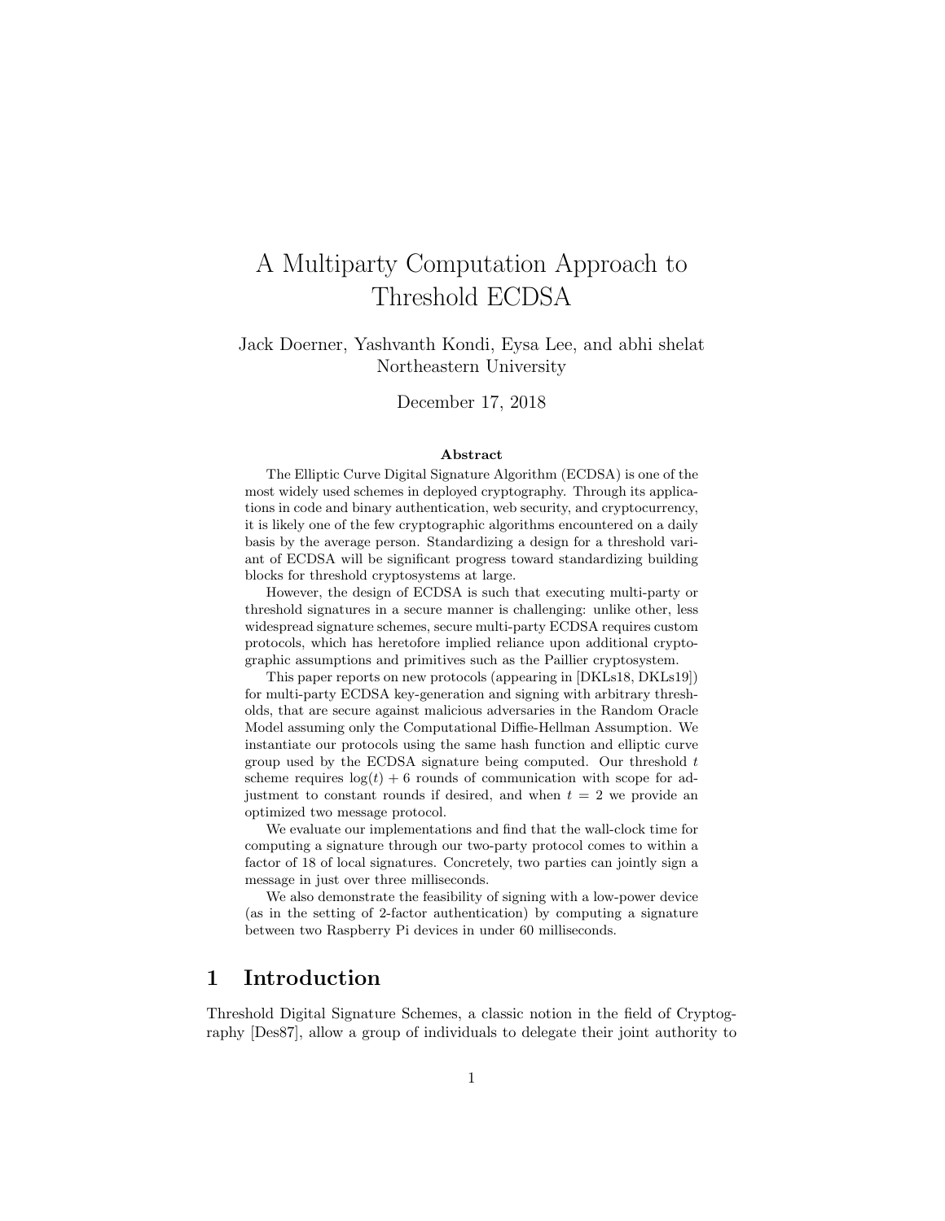# A Multiparty Computation Approach to Threshold ECDSA

Jack Doerner, Yashvanth Kondi, Eysa Lee, and abhi shelat
Northeastern University

December 17, 2018

### Abstract

The Elliptic Curve Digital Signature Algorithm (ECDSA) is one of the most widely used schemes in deployed cryptography. Through its applications in code and binary authentication, web security, and cryptocurrency, it is likely one of the few cryptographic algorithms encountered on a daily basis by the average person. Standardizing a design for a threshold variant of ECDSA will be significant progress toward standardizing building blocks for threshold cryptosystems at large.

However, the design of ECDSA is such that executing multi-party or threshold signatures in a secure manner is challenging: unlike other, less widespread signature schemes, secure multi-party ECDSA requires custom protocols, which has heretofore implied reliance upon additional cryptographic assumptions and primitives such as the Paillier cryptosystem.

This paper reports on new protocols (appearing in [DKLs18, DKLs19]) for multi-party ECDSA key-generation and signing with arbitrary thresholds, that are secure against malicious adversaries in the Random Oracle Model assuming only the Computational Diffie-Hellman Assumption. We instantiate our protocols using the same hash function and elliptic curve group used by the ECDSA signature being computed. Our threshold $t$ scheme requires $\log(t) + 6$ rounds of communication with scope for adjustment to constant rounds if desired, and when $t = 2$ we provide an optimized two message protocol.

We evaluate our implementations and find that the wall-clock time for computing a signature through our two-party protocol comes to within a factor of 18 of local signatures. Concretely, two parties can jointly sign a message in just over three milliseconds.

We also demonstrate the feasibility of signing with a low-power device (as in the setting of 2-factor authentication) by computing a signature between two Raspberry Pi devices in under 60 milliseconds.

## 1 Introduction

Threshold Digital Signature Schemes, a classic notion in the field of Cryptography [Des87], allow a group of individuals to delegate their joint authority to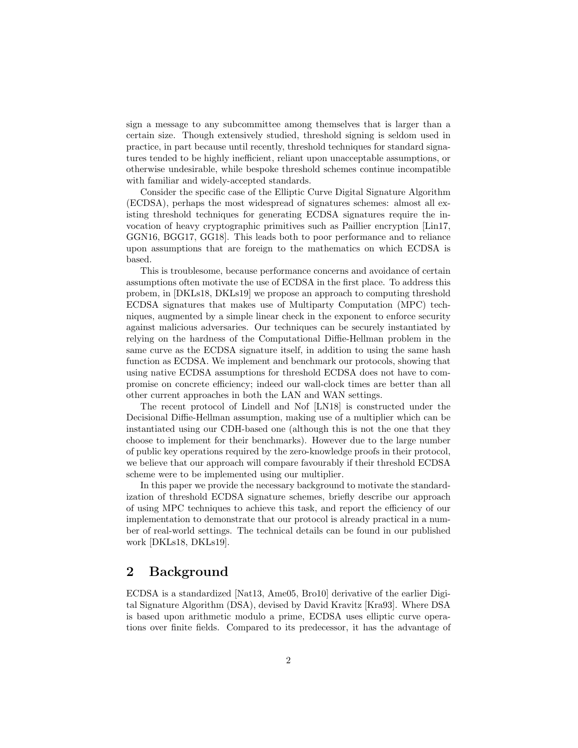sign a message to any subcommittee among themselves that is larger than a certain size. Though extensively studied, threshold signing is seldom used in practice, in part because until recently, threshold techniques for standard signatures tended to be highly inefficient, reliant upon unacceptable assumptions, or otherwise undesirable, while bespoke threshold schemes continue incompatible with familiar and widely-accepted standards.

Consider the specific case of the Elliptic Curve Digital Signature Algorithm (ECDSA), perhaps the most widespread of signatures schemes: almost all existing threshold techniques for generating ECDSA signatures require the invocation of heavy cryptographic primitives such as Paillier encryption [Lin17, GGN16, BGG17, GG18]. This leads both to poor performance and to reliance upon assumptions that are foreign to the mathematics on which ECDSA is based.

This is troublesome, because performance concerns and avoidance of certain assumptions often motivate the use of ECDSA in the first place. To address this probem, in [DKLs18, DKLs19] we propose an approach to computing threshold ECDSA signatures that makes use of Multiparty Computation (MPC) techniques, augmented by a simple linear check in the exponent to enforce security against malicious adversaries. Our techniques can be securely instantiated by relying on the hardness of the Computational Diffie-Hellman problem in the same curve as the ECDSA signature itself, in addition to using the same hash function as ECDSA. We implement and benchmark our protocols, showing that using native ECDSA assumptions for threshold ECDSA does not have to compromise on concrete efficiency; indeed our wall-clock times are better than all other current approaches in both the LAN and WAN settings.

The recent protocol of Lindell and Nof [LN18] is constructed under the Decisional Diffie-Hellman assumption, making use of a multiplier which can be instantiated using our CDH-based one (although this is not the one that they choose to implement for their benchmarks). However due to the large number of public key operations required by the zero-knowledge proofs in their protocol, we believe that our approach will compare favourably if their threshold ECDSA scheme were to be implemented using our multiplier.

In this paper we provide the necessary background to motivate the standardization of threshold ECDSA signature schemes, briefly describe our approach of using MPC techniques to achieve this task, and report the efficiency of our implementation to demonstrate that our protocol is already practical in a number of real-world settings. The technical details can be found in our published work [DKLs18, DKLs19].

## 2 Background

ECDSA is a standardized [Nat13, Ame05, Bro10] derivative of the earlier Digital Signature Algorithm (DSA), devised by David Kravitz [Kra93]. Where DSA is based upon arithmetic modulo a prime, ECDSA uses elliptic curve operations over finite fields. Compared to its predecessor, it has the advantage of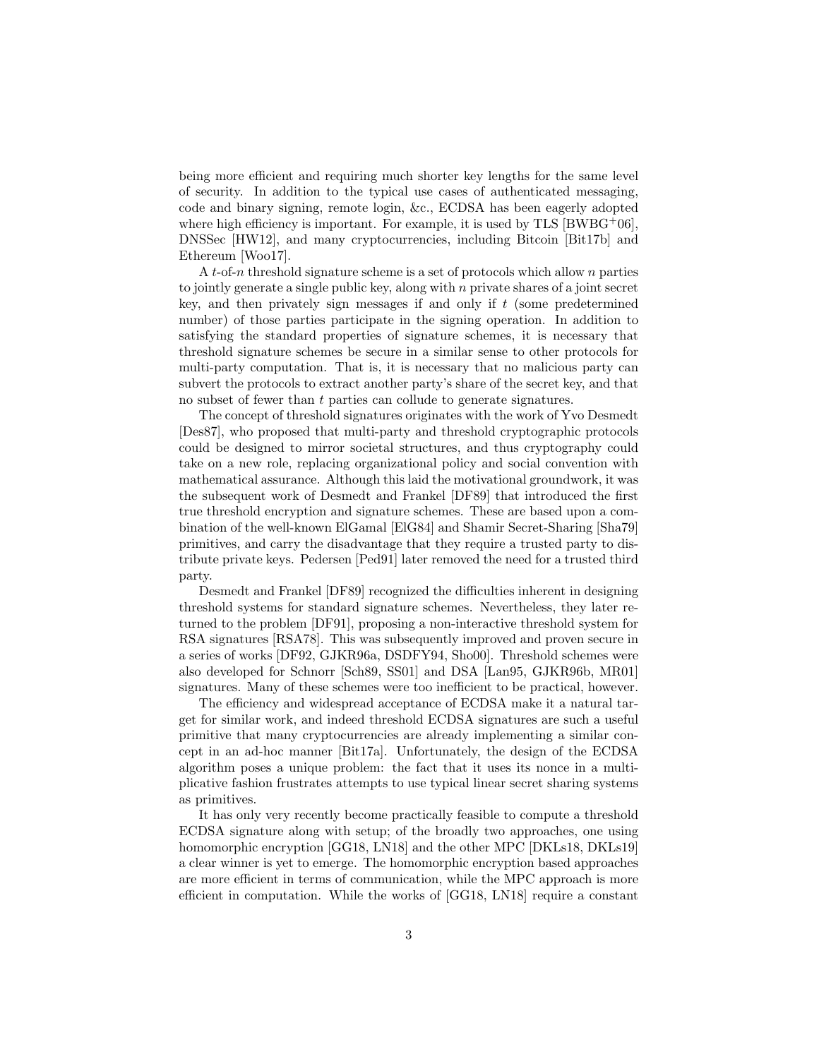being more efficient and requiring much shorter key lengths for the same level of security. In addition to the typical use cases of authenticated messaging, code and binary signing, remote login, &c., ECDSA has been eagerly adopted where high efficiency is important. For example, it is used by TLS [BWBG[+]06], DNSSec [HW12], and many cryptocurrencies, including Bitcoin [Bit17b] and Ethereum [Woo17].

A $t$-of-$n$ threshold signature scheme is a set of protocols which allow $n$ parties to jointly generate a single public key, along with $n$ private shares of a joint secret key, and then privately sign messages if and only if $t$ (some predetermined number) of those parties participate in the signing operation. In addition to satisfying the standard properties of signature schemes, it is necessary that threshold signature schemes be secure in a similar sense to other protocols for multi-party computation. That is, it is necessary that no malicious party can subvert the protocols to extract another party's share of the secret key, and that no subset of fewer than $t$ parties can collude to generate signatures.

The concept of threshold signatures originates with the work of Yvo Desmedt [Des87], who proposed that multi-party and threshold cryptographic protocols could be designed to mirror societal structures, and thus cryptography could take on a new role, replacing organizational policy and social convention with mathematical assurance. Although this laid the motivational groundwork, it was the subsequent work of Desmedt and Frankel [DF89] that introduced the first true threshold encryption and signature schemes. These are based upon a combination of the well-known ElGamal [ElG84] and Shamir Secret-Sharing [Sha79] primitives, and carry the disadvantage that they require a trusted party to distribute private keys. Pedersen [Ped91] later removed the need for a trusted third party.

Desmedt and Frankel [DF89] recognized the difficulties inherent in designing threshold systems for standard signature schemes. Nevertheless, they later returned to the problem [DF91], proposing a non-interactive threshold system for RSA signatures [RSA78]. This was subsequently improved and proven secure in a series of works [DF92, GJKR96a, DSDFY94, Sho00]. Threshold schemes were also developed for Schnorr [Sch89, SS01] and DSA [Lan95, GJKR96b, MR01] signatures. Many of these schemes were too inefficient to be practical, however.

The efficiency and widespread acceptance of ECDSA make it a natural target for similar work, and indeed threshold ECDSA signatures are such a useful primitive that many cryptocurrencies are already implementing a similar concept in an ad-hoc manner [Bit17a]. Unfortunately, the design of the ECDSA algorithm poses a unique problem: the fact that it uses its nonce in a multiplicative fashion frustrates attempts to use typical linear secret sharing systems as primitives.

It has only very recently become practically feasible to compute a threshold ECDSA signature along with setup; of the broadly two approaches, one using homomorphic encryption [GG18, LN18] and the other MPC [DKLs18, DKLs19] a clear winner is yet to emerge. The homomorphic encryption based approaches are more efficient in terms of communication, while the MPC approach is more efficient in computation. While the works of [GG18, LN18] require a constant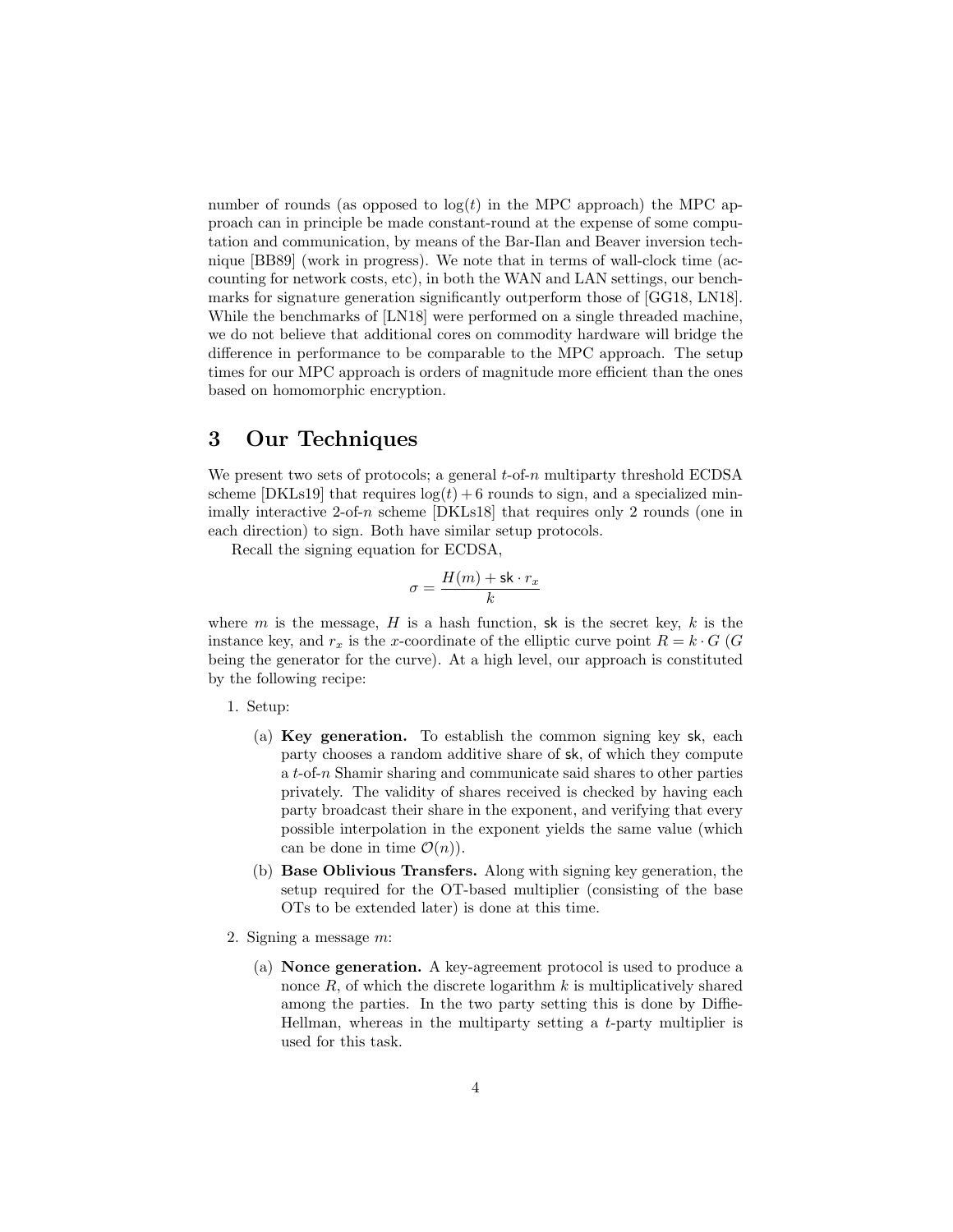number of rounds (as opposed to $\log(t)$ in the MPC approach) the MPC approach can in principle be made constant-round at the expense of some computation and communication, by means of the Bar-Ilan and Beaver inversion technique [BB89] (work in progress). We note that in terms of wall-clock time (accounting for network costs, etc), in both the WAN and LAN settings, our benchmarks for signature generation significantly outperform those of [GG18, LN18]. While the benchmarks of [LN18] were performed on a single threaded machine, we do not believe that additional cores on commodity hardware will bridge the difference in performance to be comparable to the MPC approach. The setup times for our MPC approach is orders of magnitude more efficient than the ones based on homomorphic encryption.

# 3 Our Techniques

We present two sets of protocols; a general $t$-of-$n$ multiparty threshold ECDSA scheme [DKLs19] that requires $\log(t) + 6$ rounds to sign, and a specialized minimally interactive 2-of-$n$ scheme [DKLs18] that requires only 2 rounds (one in each direction) to sign. Both have similar setup protocols.

Recall the signing equation for ECDSA,

$$\sigma = \frac{H(m) + \mathsf{sk} \cdot r_x}{k}$$

where $m$ is the message, $H$ is a hash function, $\mathsf{sk}$ is the secret key, $k$ is the instance key, and $r_x$ is the $x$-coordinate of the elliptic curve point $R = k \cdot G$ ($G$ being the generator for the curve). At a high level, our approach is constituted by the following recipe:

1. Setup:
   (a) **Key generation.** To establish the common signing key $\mathsf{sk}$, each party chooses a random additive share of $\mathsf{sk}$, of which they compute a $t$-of-$n$ Shamir sharing and communicate said shares to other parties privately. The validity of shares received is checked by having each party broadcast their share in the exponent, and verifying that every possible interpolation in the exponent yields the same value (which can be done in time $\mathcal{O}(n)$).
   (b) **Base Oblivious Transfers.** Along with signing key generation, the setup required for the OT-based multiplier (consisting of the base OTs to be extended later) is done at this time.
2. Signing a message $m$:
   (a) **Nonce generation.** A key-agreement protocol is used to produce a nonce $R$, of which the discrete logarithm $k$ is multiplicatively shared among the parties. In the two party setting this is done by Diffie-Hellman, whereas in the multiparty setting a $t$-party multiplier is used for this task.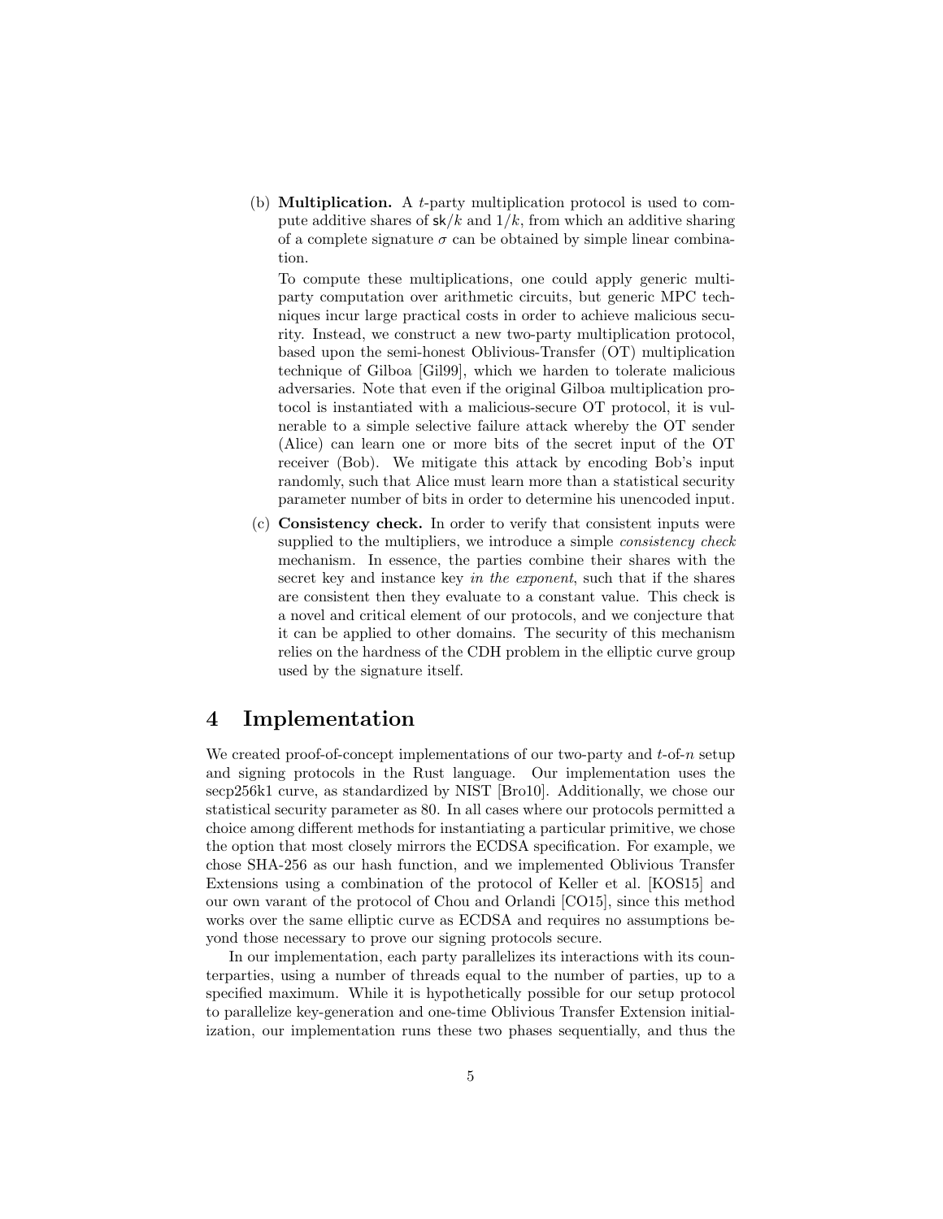(b) **Multiplication.** A $t$-party multiplication protocol is used to compute additive shares of $\mathsf{sk}/k$ and $1/k$, from which an additive sharing of a complete signature $\sigma$ can be obtained by simple linear combination.

To compute these multiplications, one could apply generic multiparty computation over arithmetic circuits, but generic MPC techniques incur large practical costs in order to achieve malicious security. Instead, we construct a new two-party multiplication protocol, based upon the semi-honest Oblivious-Transfer (OT) multiplication technique of Gilboa [Gil99], which we harden to tolerate malicious adversaries. Note that even if the original Gilboa multiplication protocol is instantiated with a malicious-secure OT protocol, it is vulnerable to a simple selective failure attack whereby the OT sender (Alice) can learn one or more bits of the secret input of the OT receiver (Bob). We mitigate this attack by encoding Bob's input randomly, such that Alice must learn more than a statistical security parameter number of bits in order to determine his unencoded input.

(c) **Consistency check.** In order to verify that consistent inputs were supplied to the multipliers, we introduce a simple *consistency check* mechanism. In essence, the parties combine their shares with the secret key and instance key *in the exponent*, such that if the shares are consistent then they evaluate to a constant value. This check is a novel and critical element of our protocols, and we conjecture that it can be applied to other domains. The security of this mechanism relies on the hardness of the CDH problem in the elliptic curve group used by the signature itself.

# 4 Implementation

We created proof-of-concept implementations of our two-party and $t$-of-$n$ setup and signing protocols in the Rust language. Our implementation uses the secp256k1 curve, as standardized by NIST [Bro10]. Additionally, we chose our statistical security parameter as 80. In all cases where our protocols permitted a choice among different methods for instantiating a particular primitive, we chose the option that most closely mirrors the ECDSA specification. For example, we chose SHA-256 as our hash function, and we implemented Oblivious Transfer Extensions using a combination of the protocol of Keller et al. [KOS15] and our own varant of the protocol of Chou and Orlandi [CO15], since this method works over the same elliptic curve as ECDSA and requires no assumptions beyond those necessary to prove our signing protocols secure.

In our implementation, each party parallelizes its interactions with its counterparties, using a number of threads equal to the number of parties, up to a specified maximum. While it is hypothetically possible for our setup protocol to parallelize key-generation and one-time Oblivious Transfer Extension initialization, our implementation runs these two phases sequentially, and thus the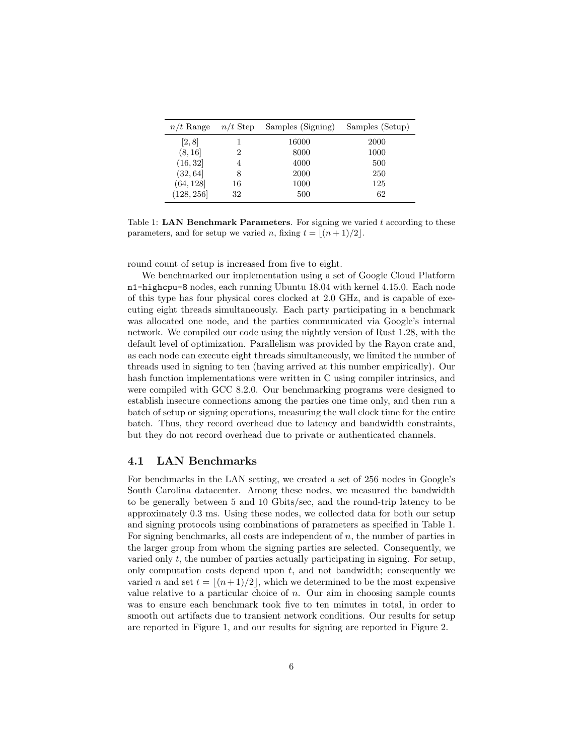| $n/t$ Range | $n/t$ Step | Samples (Signing) | Samples (Setup) |
|---|---|---|---|
| $[2, 8]$ | 1 | 16000 | 2000 |
| $(8, 16]$ | 2 | 8000 | 1000 |
| $(16, 32]$ | 4 | 4000 | 500 |
| $(32, 64]$ | 8 | 2000 | 250 |
| $(64, 128]$ | 16 | 1000 | 125 |
| $(128, 256]$ | 32 | 500 | 62 |

Table 1: **LAN Benchmark Parameters**. For signing we varied $t$ according to these parameters, and for setup we varied $n$, fixing $t = \lfloor (n+1)/2 \rfloor$.

round count of setup is increased from five to eight.

We benchmarked our implementation using a set of Google Cloud Platform `n1-highcpu-8` nodes, each running Ubuntu 18.04 with kernel 4.15.0. Each node of this type has four physical cores clocked at 2.0 GHz, and is capable of executing eight threads simultaneously. Each party participating in a benchmark was allocated one node, and the parties communicated via Google's internal network. We compiled our code using the nightly version of Rust 1.28, with the default level of optimization. Parallelism was provided by the Rayon crate and, as each node can execute eight threads simultaneously, we limited the number of threads used in signing to ten (having arrived at this number empirically). Our hash function implementations were written in C using compiler intrinsics, and were compiled with GCC 8.2.0. Our benchmarking programs were designed to establish insecure connections among the parties one time only, and then run a batch of setup or signing operations, measuring the wall clock time for the entire batch. Thus, they record overhead due to latency and bandwidth constraints, but they do not record overhead due to private or authenticated channels.

### 4.1 LAN Benchmarks

For benchmarks in the LAN setting, we created a set of 256 nodes in Google's South Carolina datacenter. Among these nodes, we measured the bandwidth to be generally between 5 and 10 Gbits/sec, and the round-trip latency to be approximately 0.3 ms. Using these nodes, we collected data for both our setup and signing protocols using combinations of parameters as specified in Table 1. For signing benchmarks, all costs are independent of $n$, the number of parties in the larger group from whom the signing parties are selected. Consequently, we varied only $t$, the number of parties actually participating in signing. For setup, only computation costs depend upon $t$, and not bandwidth; consequently we varied $n$ and set $t = \lfloor (n+1)/2 \rfloor$, which we determined to be the most expensive value relative to a particular choice of $n$. Our aim in choosing sample counts was to ensure each benchmark took five to ten minutes in total, in order to smooth out artifacts due to transient network conditions. Our results for setup are reported in Figure 1, and our results for signing are reported in Figure 2.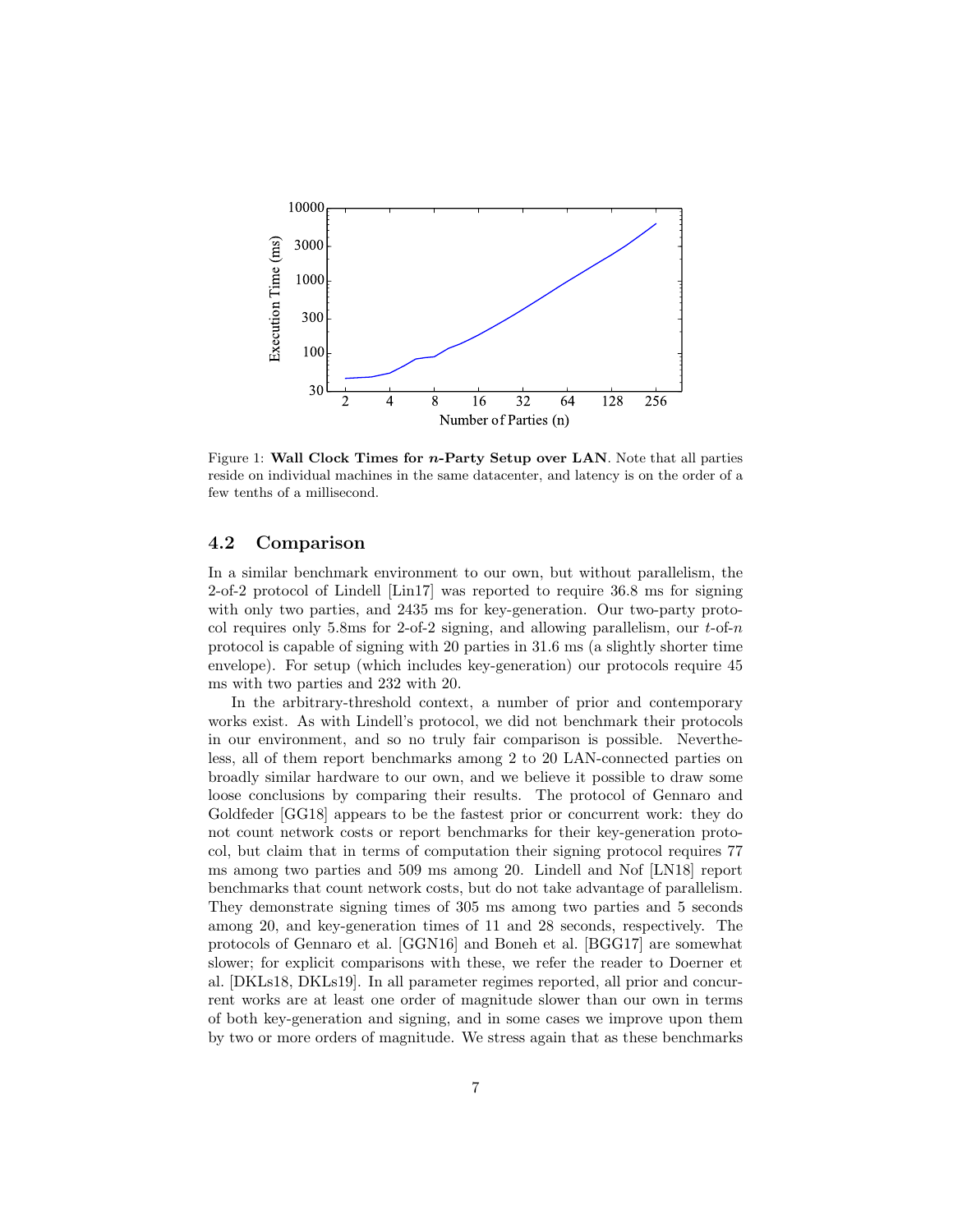Figure 1: **Wall Clock Times for $n$-Party Setup over LAN**. Note that all parties reside on individual machines in the same datacenter, and latency is on the order of a few tenths of a millisecond.

### 4.2 Comparison

In a similar benchmark environment to our own, but without parallelism, the 2-of-2 protocol of Lindell [Lin17] was reported to require 36.8 ms for signing with only two parties, and 2435 ms for key-generation. Our two-party protocol requires only 5.8ms for 2-of-2 signing, and allowing parallelism, our $t$-of-$n$ protocol is capable of signing with 20 parties in 31.6 ms (a slightly shorter time envelope). For setup (which includes key-generation) our protocols require 45 ms with two parties and 232 with 20.

In the arbitrary-threshold context, a number of prior and contemporary works exist. As with Lindell's protocol, we did not benchmark their protocols in our environment, and so no truly fair comparison is possible. Nevertheless, all of them report benchmarks among 2 to 20 LAN-connected parties on broadly similar hardware to our own, and we believe it possible to draw some loose conclusions by comparing their results. The protocol of Gennaro and Goldfeder [GG18] appears to be the fastest prior or concurrent work: they do not count network costs or report benchmarks for their key-generation protocol, but claim that in terms of computation their signing protocol requires 77 ms among two parties and 509 ms among 20. Lindell and Nof [LN18] report benchmarks that count network costs, but do not take advantage of parallelism. They demonstrate signing times of 305 ms among two parties and 5 seconds among 20, and key-generation times of 11 and 28 seconds, respectively. The protocols of Gennaro et al. [GGN16] and Boneh et al. [BGG17] are somewhat slower; for explicit comparisons with these, we refer the reader to Doerner et al. [DKLs18, DKLs19]. In all parameter regimes reported, all prior and concurrent works are at least one order of magnitude slower than our own in terms of both key-generation and signing, and in some cases we improve upon them by two or more orders of magnitude. We stress again that as these benchmarks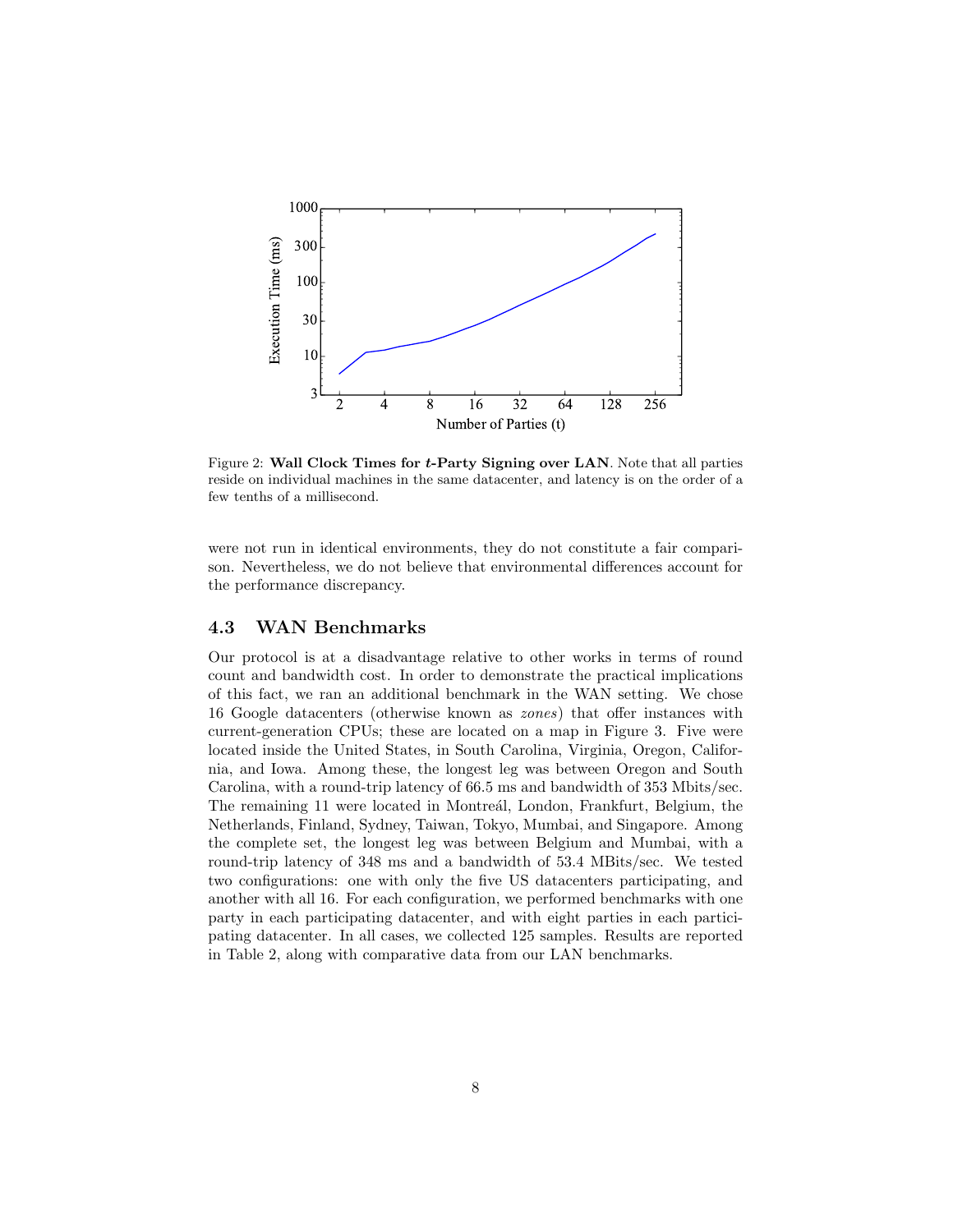Figure 2: **Wall Clock Times for $t$-Party Signing over LAN**. Note that all parties reside on individual machines in the same datacenter, and latency is on the order of a few tenths of a millisecond.

were not run in identical environments, they do not constitute a fair comparison. Nevertheless, we do not believe that environmental differences account for the performance discrepancy.

### 4.3 WAN Benchmarks

Our protocol is at a disadvantage relative to other works in terms of round count and bandwidth cost. In order to demonstrate the practical implications of this fact, we ran an additional benchmark in the WAN setting. We chose 16 Google datacenters (otherwise known as *zones*) that offer instances with current-generation CPUs; these are located on a map in Figure 3. Five were located inside the United States, in South Carolina, Virginia, Oregon, California, and Iowa. Among these, the longest leg was between Oregon and South Carolina, with a round-trip latency of 66.5 ms and bandwidth of 353 Mbits/sec. The remaining 11 were located in Montreál, London, Frankfurt, Belgium, the Netherlands, Finland, Sydney, Taiwan, Tokyo, Mumbai, and Singapore. Among the complete set, the longest leg was between Belgium and Mumbai, with a round-trip latency of 348 ms and a bandwidth of 53.4 MBits/sec. We tested two configurations: one with only the five US datacenters participating, and another with all 16. For each configuration, we performed benchmarks with one party in each participating datacenter, and with eight parties in each participating datacenter. In all cases, we collected 125 samples. Results are reported in Table 2, along with comparative data from our LAN benchmarks.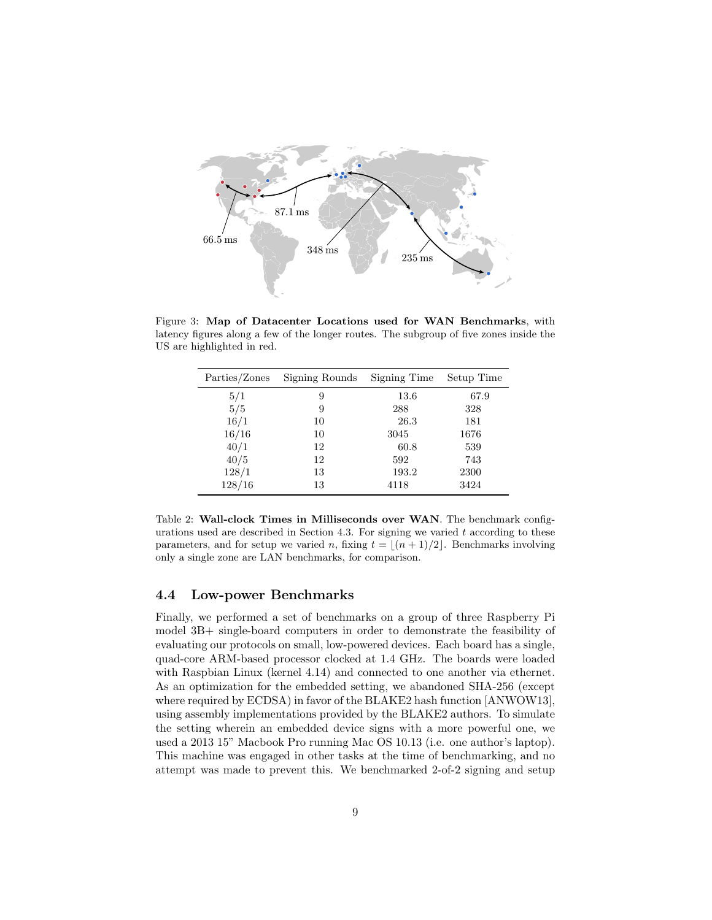Figure 3: **Map of Datacenter Locations used for WAN Benchmarks**, with latency figures along a few of the longer routes. The subgroup of five zones inside the US are highlighted in red.

| Parties/Zones | Signing Rounds | Signing Time | Setup Time |
|---|---|---|---|
| 5/1 | 9 | 13.6 | 67.9 |
| 5/5 | 9 | 288 | 328 |
| 16/1 | 10 | 26.3 | 181 |
| 16/16 | 10 | 3045 | 1676 |
| 40/1 | 12 | 60.8 | 539 |
| 40/5 | 12 | 592 | 743 |
| 128/1 | 13 | 193.2 | 2300 |
| 128/16 | 13 | 4118 | 3424 |

Table 2: **Wall-clock Times in Milliseconds over WAN**. The benchmark configurations used are described in Section 4.3. For signing we varied $t$ according to these parameters, and for setup we varied $n$, fixing $t = \lfloor (n+1)/2 \rfloor$. Benchmarks involving only a single zone are LAN benchmarks, for comparison.

### 4.4 Low-power Benchmarks

Finally, we performed a set of benchmarks on a group of three Raspberry Pi model 3B+ single-board computers in order to demonstrate the feasibility of evaluating our protocols on small, low-powered devices. Each board has a single, quad-core ARM-based processor clocked at 1.4 GHz. The boards were loaded with Raspbian Linux (kernel 4.14) and connected to one another via ethernet. As an optimization for the embedded setting, we abandoned SHA-256 (except where required by ECDSA) in favor of the BLAKE2 hash function [ANWOW13], using assembly implementations provided by the BLAKE2 authors. To simulate the setting wherein an embedded device signs with a more powerful one, we used a 2013 15" Macbook Pro running Mac OS 10.13 (i.e. one author's laptop). This machine was engaged in other tasks at the time of benchmarking, and no attempt was made to prevent this. We benchmarked 2-of-2 signing and setup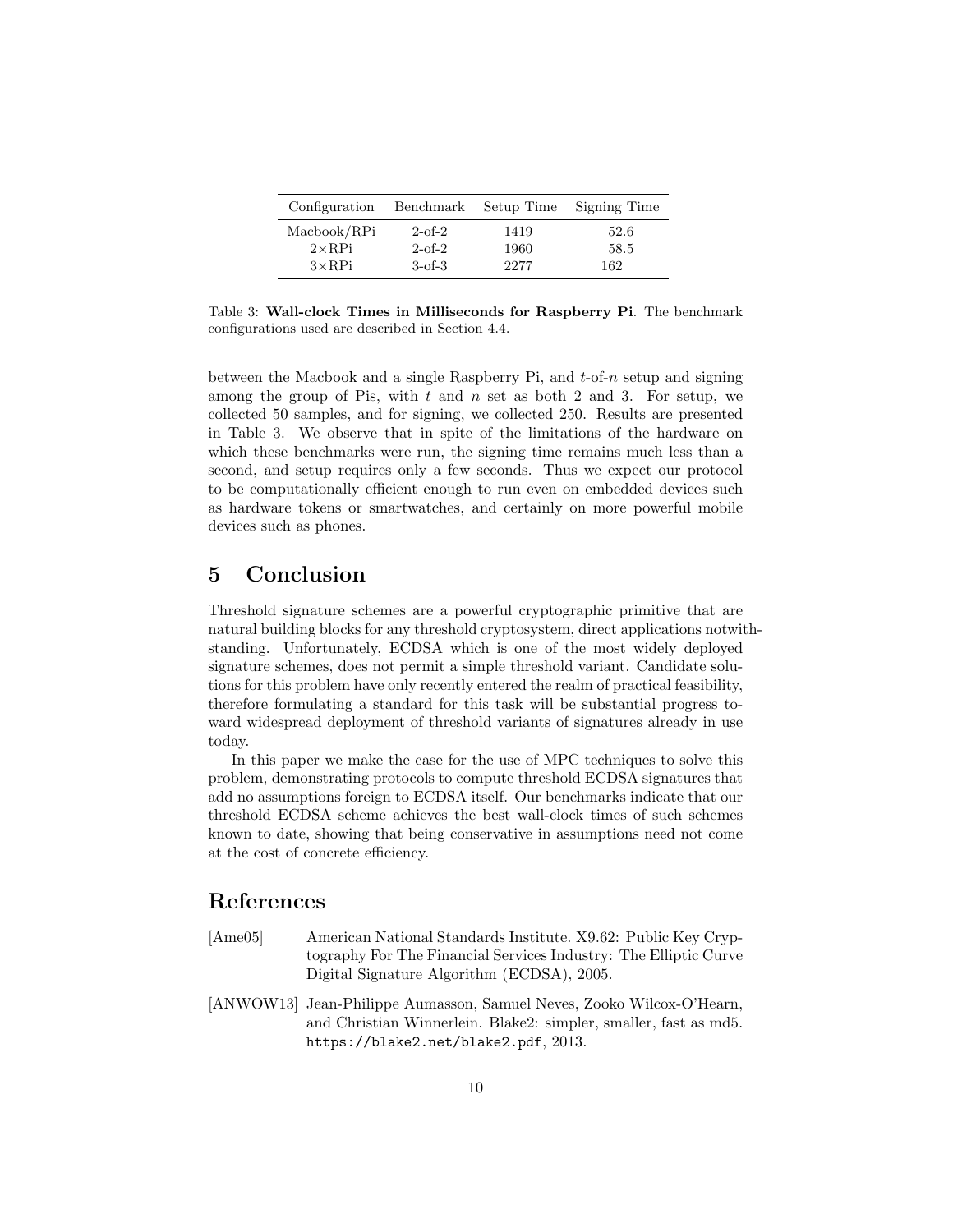| Configuration | Benchmark | Setup Time | Signing Time |
|---|---|---|---|
| Macbook/RPi | 2-of-2 | 1419 | 52.6 |
| 2×RPi | 2-of-2 | 1960 | 58.5 |
| 3×RPi | 3-of-3 | 2277 | 162 |

Table 3: **Wall-clock Times in Milliseconds for Raspberry Pi**. The benchmark configurations used are described in Section 4.4.

between the Macbook and a single Raspberry Pi, and $t$-of-$n$ setup and signing among the group of Pis, with $t$ and $n$ set as both 2 and 3. For setup, we collected 50 samples, and for signing, we collected 250. Results are presented in Table 3. We observe that in spite of the limitations of the hardware on which these benchmarks were run, the signing time remains much less than a second, and setup requires only a few seconds. Thus we expect our protocol to be computationally efficient enough to run even on embedded devices such as hardware tokens or smartwatches, and certainly on more powerful mobile devices such as phones.

# 5 Conclusion

Threshold signature schemes are a powerful cryptographic primitive that are natural building blocks for any threshold cryptosystem, direct applications notwithstanding. Unfortunately, ECDSA which is one of the most widely deployed signature schemes, does not permit a simple threshold variant. Candidate solutions for this problem have only recently entered the realm of practical feasibility, therefore formulating a standard for this task will be substantial progress toward widespread deployment of threshold variants of signatures already in use today.

In this paper we make the case for the use of MPC techniques to solve this problem, demonstrating protocols to compute threshold ECDSA signatures that add no assumptions foreign to ECDSA itself. Our benchmarks indicate that our threshold ECDSA scheme achieves the best wall-clock times of such schemes known to date, showing that being conservative in assumptions need not come at the cost of concrete efficiency.

# References

[Ame05] American National Standards Institute. X9.62: Public Key Cryptography For The Financial Services Industry: The Elliptic Curve Digital Signature Algorithm (ECDSA), 2005.

[ANWOW13] Jean-Philippe Aumasson, Samuel Neves, Zooko Wilcox-O'Hearn, and Christian Winnerlein. Blake2: simpler, smaller, fast as md5. https://blake2.net/blake2.pdf, 2013.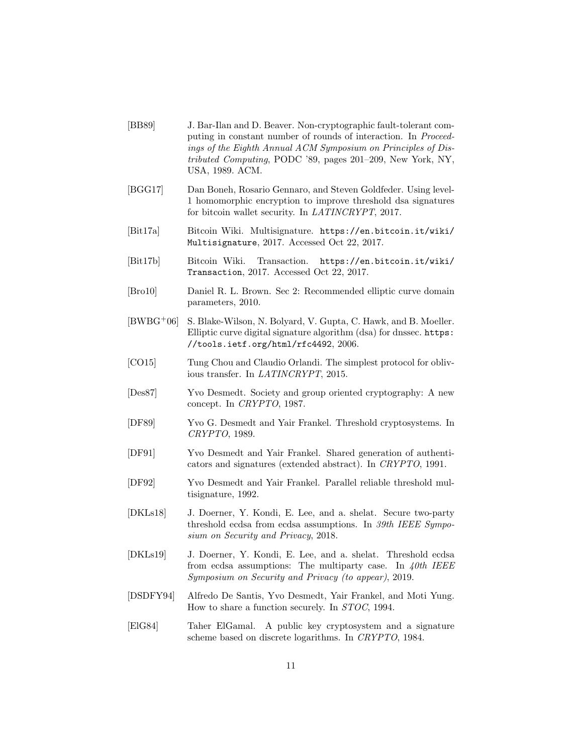[BB89] J. Bar-Ilan and D. Beaver. Non-cryptographic fault-tolerant computing in constant number of rounds of interaction. In *Proceedings of the Eighth Annual ACM Symposium on Principles of Distributed Computing*, PODC '89, pages 201–209, New York, NY, USA, 1989. ACM.

[BGG17] Dan Boneh, Rosario Gennaro, and Steven Goldfeder. Using level-1 homomorphic encryption to improve threshold dsa signatures for bitcoin wallet security. In *LATINCRYPT*, 2017.

[Bit17a] Bitcoin Wiki. Multisignature. `https://en.bitcoin.it/wiki/Multisignature`, 2017. Accessed Oct 22, 2017.

[Bit17b] Bitcoin Wiki. Transaction. `https://en.bitcoin.it/wiki/Transaction`, 2017. Accessed Oct 22, 2017.

[Bro10] Daniel R. L. Brown. Sec 2: Recommended elliptic curve domain parameters, 2010.

[BWBG+06] S. Blake-Wilson, N. Bolyard, V. Gupta, C. Hawk, and B. Moeller. Elliptic curve digital signature algorithm (dsa) for dnssec. `https://tools.ietf.org/html/rfc4492`, 2006.

[CO15] Tung Chou and Claudio Orlandi. The simplest protocol for oblivious transfer. In *LATINCRYPT*, 2015.

[Des87] Yvo Desmedt. Society and group oriented cryptography: A new concept. In *CRYPTO*, 1987.

[DF89] Yvo G. Desmedt and Yair Frankel. Threshold cryptosystems. In *CRYPTO*, 1989.

[DF91] Yvo Desmedt and Yair Frankel. Shared generation of authenticators and signatures (extended abstract). In *CRYPTO*, 1991.

[DF92] Yvo Desmedt and Yair Frankel. Parallel reliable threshold multisignature, 1992.

[DKLs18] J. Doerner, Y. Kondi, E. Lee, and a. shelat. Secure two-party threshold ecdsa from ecdsa assumptions. In *39th IEEE Symposium on Security and Privacy*, 2018.

[DKLs19] J. Doerner, Y. Kondi, E. Lee, and a. shelat. Threshold ecdsa from ecdsa assumptions: The multiparty case. In *40th IEEE Symposium on Security and Privacy (to appear)*, 2019.

[DSDFY94] Alfredo De Santis, Yvo Desmedt, Yair Frankel, and Moti Yung. How to share a function securely. In *STOC*, 1994.

[ElG84] Taher ElGamal. A public key cryptosystem and a signature scheme based on discrete logarithms. In *CRYPTO*, 1984.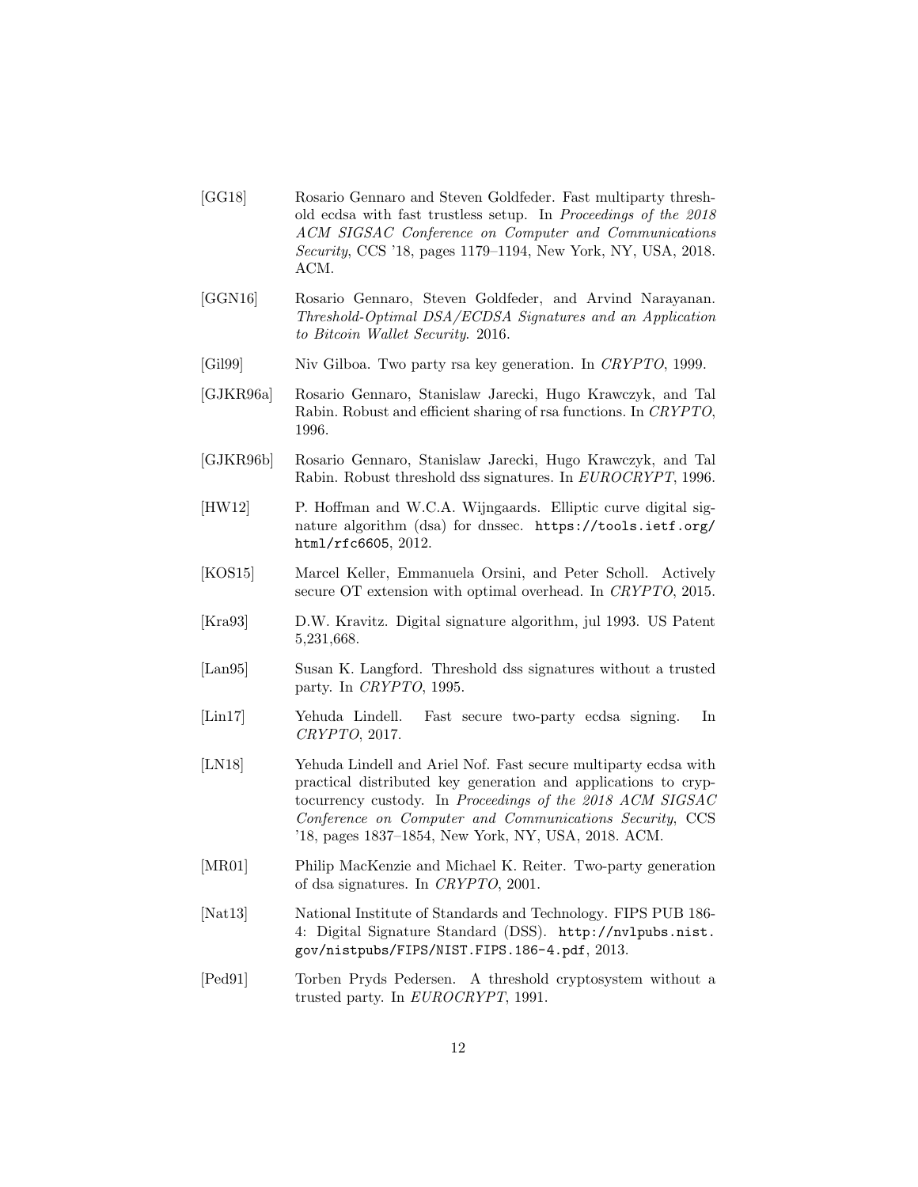[GG18] Rosario Gennaro and Steven Goldfeder. Fast multiparty threshold ecdsa with fast trustless setup. In *Proceedings of the 2018 ACM SIGSAC Conference on Computer and Communications Security*, CCS '18, pages 1179–1194, New York, NY, USA, 2018. ACM.

[GGN16] Rosario Gennaro, Steven Goldfeder, and Arvind Narayanan. *Threshold-Optimal DSA/ECDSA Signatures and an Application to Bitcoin Wallet Security*. 2016.

[Gil99] Niv Gilboa. Two party rsa key generation. In *CRYPTO*, 1999.

[GJKR96a] Rosario Gennaro, Stanislaw Jarecki, Hugo Krawczyk, and Tal Rabin. Robust and efficient sharing of rsa functions. In *CRYPTO*, 1996.

[GJKR96b] Rosario Gennaro, Stanislaw Jarecki, Hugo Krawczyk, and Tal Rabin. Robust threshold dss signatures. In *EUROCRYPT*, 1996.

[HW12] P. Hoffman and W.C.A. Wijngaards. Elliptic curve digital signature algorithm (dsa) for dnssec. `https://tools.ietf.org/html/rfc6605`, 2012.

[KOS15] Marcel Keller, Emmanuela Orsini, and Peter Scholl. Actively secure OT extension with optimal overhead. In *CRYPTO*, 2015.

[Kra93] D.W. Kravitz. Digital signature algorithm, jul 1993. US Patent 5,231,668.

[Lan95] Susan K. Langford. Threshold dss signatures without a trusted party. In *CRYPTO*, 1995.

[Lin17] Yehuda Lindell. Fast secure two-party ecdsa signing. In *CRYPTO*, 2017.

[LN18] Yehuda Lindell and Ariel Nof. Fast secure multiparty ecdsa with practical distributed key generation and applications to cryptocurrency custody. In *Proceedings of the 2018 ACM SIGSAC Conference on Computer and Communications Security*, CCS '18, pages 1837–1854, New York, NY, USA, 2018. ACM.

[MR01] Philip MacKenzie and Michael K. Reiter. Two-party generation of dsa signatures. In *CRYPTO*, 2001.

[Nat13] National Institute of Standards and Technology. FIPS PUB 186-4: Digital Signature Standard (DSS). `http://nvlpubs.nist.gov/nistpubs/FIPS/NIST.FIPS.186-4.pdf`, 2013.

[Ped91] Torben Pryds Pedersen. A threshold cryptosystem without a trusted party. In *EUROCRYPT*, 1991.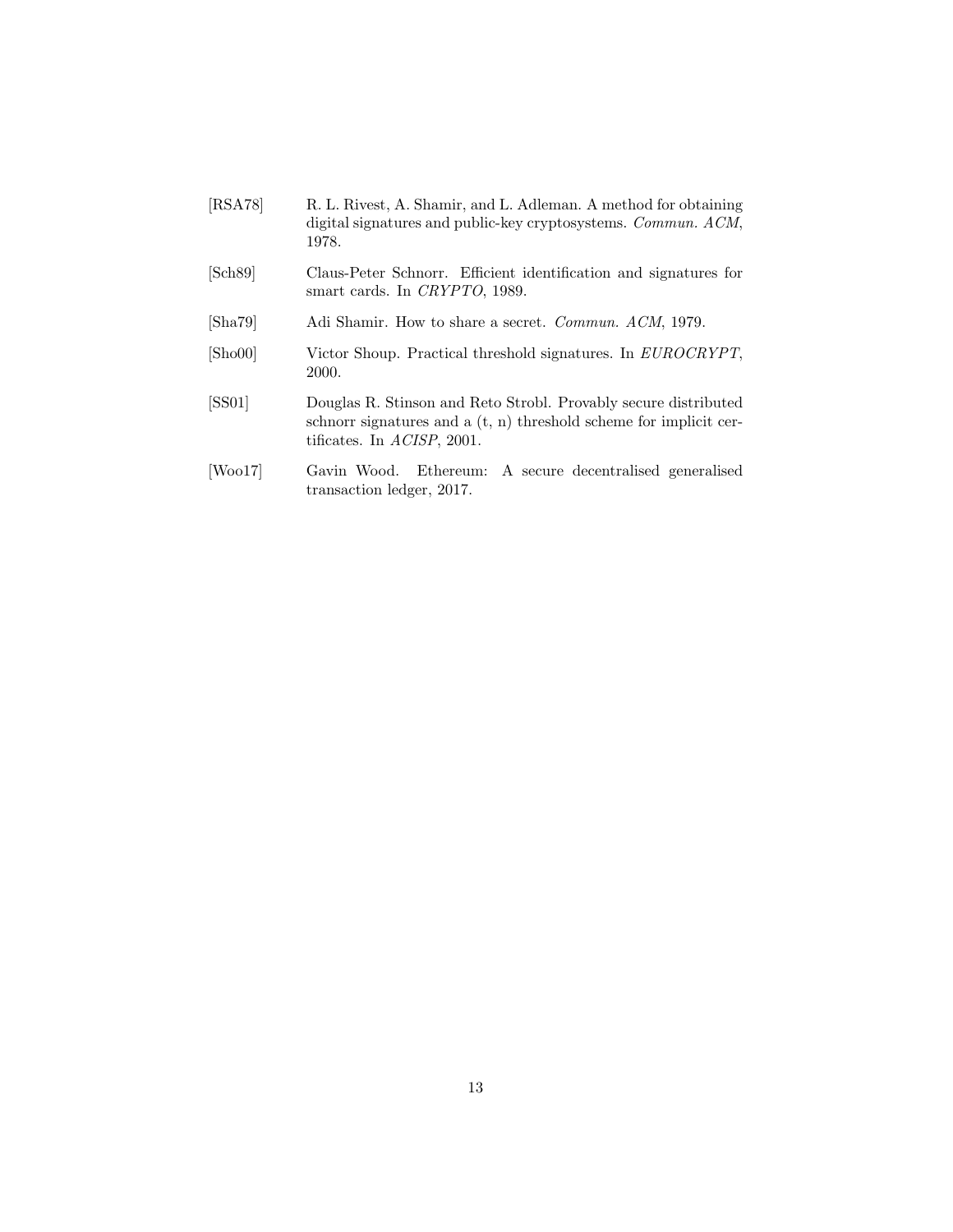[RSA78] R. L. Rivest, A. Shamir, and L. Adleman. A method for obtaining digital signatures and public-key cryptosystems. *Commun. ACM*, 1978.

[Sch89] Claus-Peter Schnorr. Efficient identification and signatures for smart cards. In *CRYPTO*, 1989.

[Sha79] Adi Shamir. How to share a secret. *Commun. ACM*, 1979.

[Sho00] Victor Shoup. Practical threshold signatures. In *EUROCRYPT*, 2000.

[SS01] Douglas R. Stinson and Reto Strobl. Provably secure distributed schnorr signatures and a (t, n) threshold scheme for implicit certificates. In *ACISP*, 2001.

[Woo17] Gavin Wood. Ethereum: A secure decentralised generalised transaction ledger, 2017.